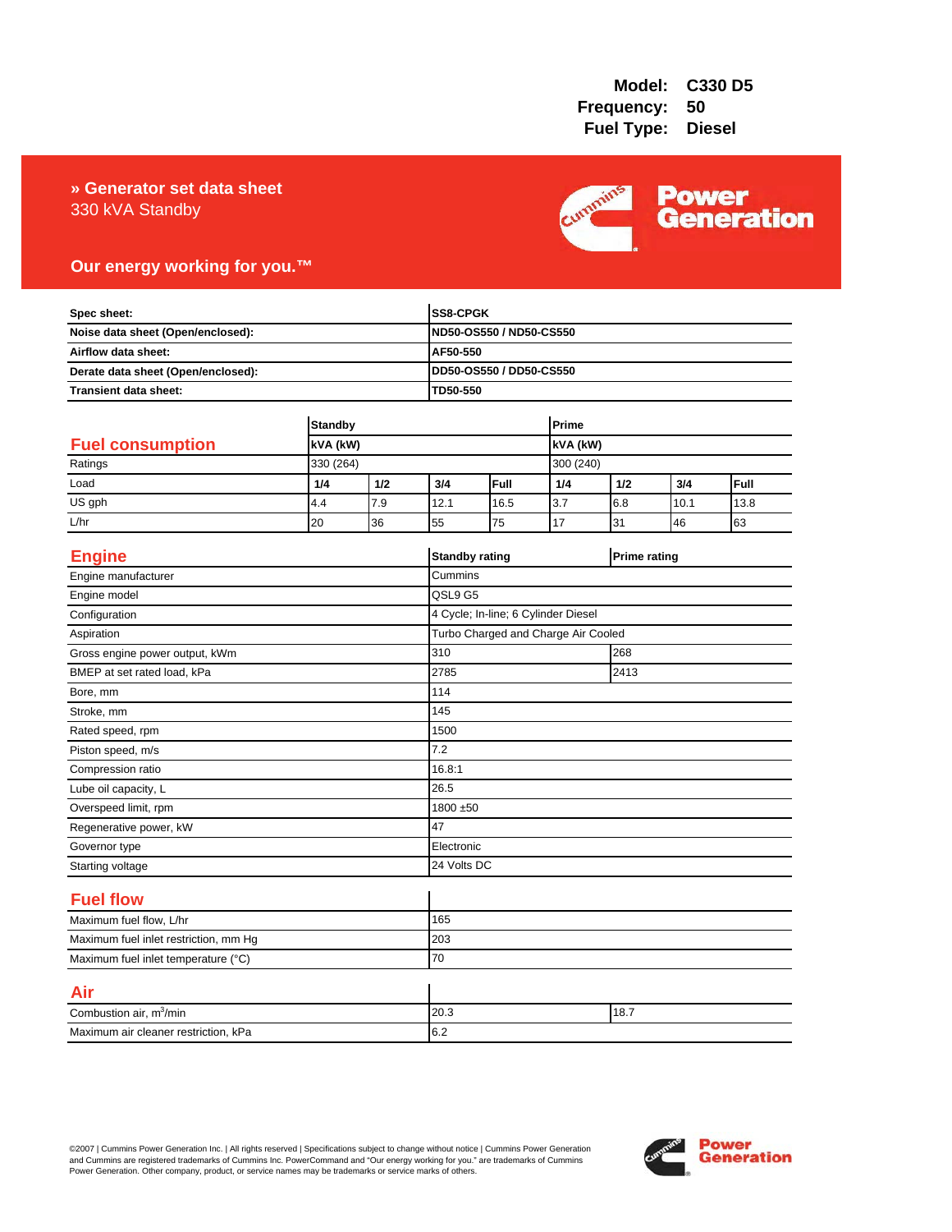**Model:** C330 D5
**Frequency:** 50
**Fuel Type:** Diesel

# » Generator set data sheet

330 kVA Standby

**Our energy working for you.™**

| | |
|---|---|
| **Spec sheet:** | **SS8-CPGK** |
| **Noise data sheet (Open/enclosed):** | **ND50-OS550 / ND50-CS550** |
| **Airflow data sheet:** | **AF50-550** |
| **Derate data sheet (Open/enclosed):** | **DD50-OS550 / DD50-CS550** |
| **Transient data sheet:** | **TD50-550** |

## Fuel consumption

| | **Standby** | | | | **Prime** | | | |
|---|---|---|---|---|---|---|---|---|
| | **kVA (kW)** | | | | **kVA (kW)** | | | |
| Ratings | 330 (264) | | | | 300 (240) | | | |
| Load | **1/4** | **1/2** | **3/4** | **Full** | **1/4** | **1/2** | **3/4** | **Full** |
| US gph | 4.4 | 7.9 | 12.1 | 16.5 | 3.7 | 6.8 | 10.1 | 13.8 |
| L/hr | 20 | 36 | 55 | 75 | 17 | 31 | 46 | 63 |

## Engine

| | **Standby rating** | **Prime rating** |
|---|---|---|
| Engine manufacturer | Cummins | |
| Engine model | QSL9 G5 | |
| Configuration | 4 Cycle; In-line; 6 Cylinder Diesel | |
| Aspiration | Turbo Charged and Charge Air Cooled | |
| Gross engine power output, kWm | 310 | 268 |
| BMEP at set rated load, kPa | 2785 | 2413 |
| Bore, mm | 114 | |
| Stroke, mm | 145 | |
| Rated speed, rpm | 1500 | |
| Piston speed, m/s | 7.2 | |
| Compression ratio | 16.8:1 | |
| Lube oil capacity, L | 26.5 | |
| Overspeed limit, rpm | 1800 ±50 | |
| Regenerative power, kW | 47 | |
| Governor type | Electronic | |
| Starting voltage | 24 Volts DC | |

## Fuel flow

| | |
|---|---|
| Maximum fuel flow, L/hr | 165 |
| Maximum fuel inlet restriction, mm Hg | 203 |
| Maximum fuel inlet temperature (°C) | 70 |

## Air

| | | |
|---|---|---|
| Combustion air, $m^3$/min | 20.3 | 18.7 |
| Maximum air cleaner restriction, kPa | 6.2 | |

©2007 | Cummins Power Generation Inc. | All rights reserved | Specifications subject to change without notice | Cummins Power Generation and Cummins are registered trademarks of Cummins Inc. PowerCommand and "Our energy working for you." are trademarks of Cummins Power Generation. Other company, product, or service names may be trademarks or service marks of others.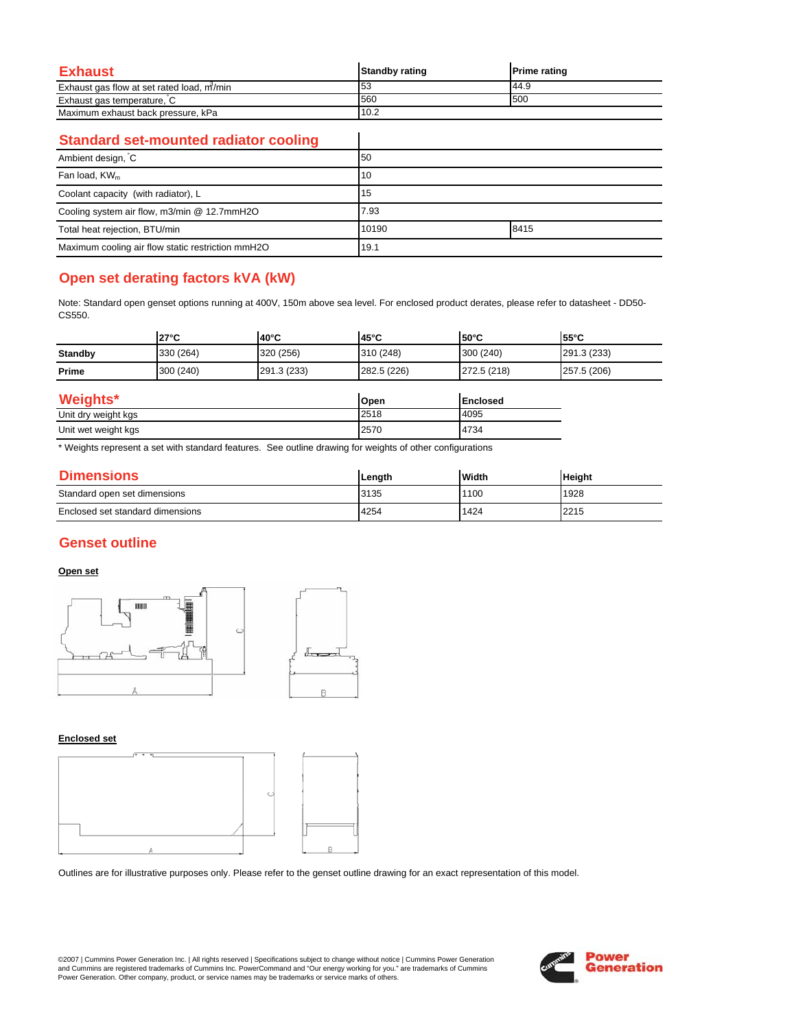## Exhaust

| Exhaust | Standby rating | Prime rating |
|---|---|---|
| Exhaust gas flow at set rated load, $m^3$/min | 53 | 44.9 |
| Exhaust gas temperature, °C | 560 | 500 |
| Maximum exhaust back pressure, kPa | 10.2 | |

## Standard set-mounted radiator cooling

| Standard set-mounted radiator cooling | | |
|---|---|---|
| Ambient design, °C | 50 | |
| Fan load, $KW_m$ | 10 | |
| Coolant capacity (with radiator), L | 15 | |
| Cooling system air flow, m3/min @ 12.7mmH2O | 7.93 | |
| Total heat rejection, BTU/min | 10190 | 8415 |
| Maximum cooling air flow static restriction mmH2O | 19.1 | |

## Open set derating factors kVA (kW)

Note: Standard open genset options running at 400V, 150m above sea level. For enclosed product derates, please refer to datasheet - DD50-CS550.

| | 27°C | 40°C | 45°C | 50°C | 55°C |
|---|---|---|---|---|---|
| **Standby** | 330 (264) | 320 (256) | 310 (248) | 300 (240) | 291.3 (233) |
| **Prime** | 300 (240) | 291.3 (233) | 282.5 (226) | 272.5 (218) | 257.5 (206) |

## Weights*

| Weights* | Open | Enclosed |
|---|---|---|
| Unit dry weight kgs | 2518 | 4095 |
| Unit wet weight kgs | 2570 | 4734 |

* Weights represent a set with standard features. See outline drawing for weights of other configurations

## Dimensions

| Dimensions | Length | Width | Height |
|---|---|---|---|
| Standard open set dimensions | 3135 | 1100 | 1928 |
| Enclosed set standard dimensions | 4254 | 1424 | 2215 |

## Genset outline

**Open set**

**Enclosed set**

Outlines are for illustrative purposes only. Please refer to the genset outline drawing for an exact representation of this model.

©2007 | Cummins Power Generation Inc. | All rights reserved | Specifications subject to change without notice | Cummins Power Generation and Cummins are registered trademarks of Cummins Inc. PowerCommand and "Our energy working for you." are trademarks of Cummins Power Generation. Other company, product, or service names may be trademarks or service marks of others.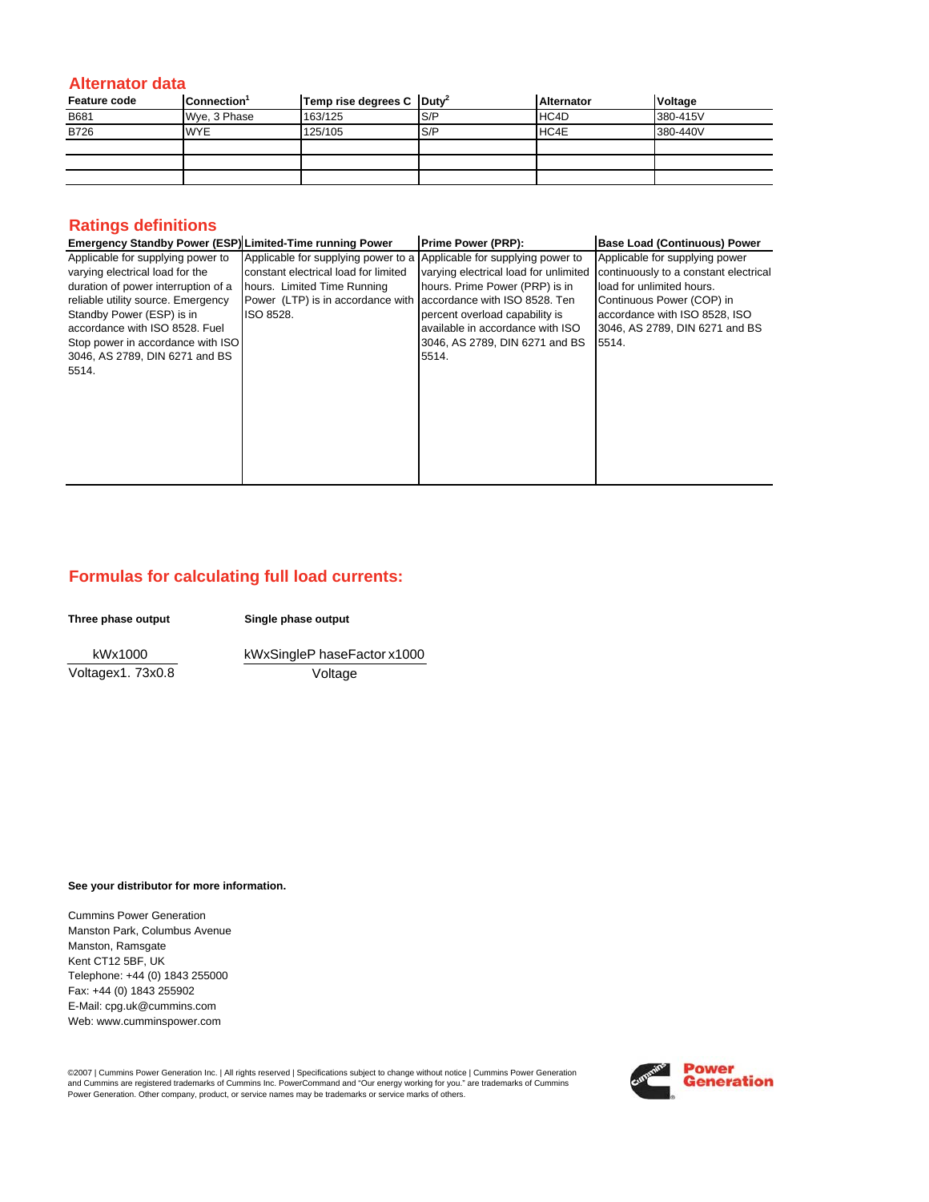## Alternator data

| Feature code | Connection[1] | Temp rise degrees C | Duty[2] | Alternator | Voltage |
|---|---|---|---|---|---|
| B681 | Wye, 3 Phase | 163/125 | S/P | HC4D | 380-415V |
| B726 | WYE | 125/105 | S/P | HC4E | 380-440V |
| | | | | | |
| | | | | | |
| | | | | | |

## Ratings definitions

| Emergency Standby Power (ESP) | Limited-Time running Power | Prime Power (PRP): | Base Load (Continuous) Power |
|---|---|---|---|
| Applicable for supplying power to varying electrical load for the duration of power interruption of a reliable utility source. Emergency Standby Power (ESP) is in accordance with ISO 8528. Fuel Stop power in accordance with ISO 3046, AS 2789, DIN 6271 and BS 5514. | Applicable for supplying power to a constant electrical load for limited hours. Limited Time Running Power (LTP) is in accordance with ISO 8528. | Applicable for supplying power to varying electrical load for unlimited hours. Prime Power (PRP) is in accordance with ISO 8528. Ten percent overload capability is available in accordance with ISO 3046, AS 2789, DIN 6271 and BS 5514. | Applicable for supplying power continuously to a constant electrical load for unlimited hours. Continuous Power (COP) in accordance with ISO 8528, ISO 3046, AS 2789, DIN 6271 and BS 5514. |

## Formulas for calculating full load currents:

**Three phase output**

$$\frac{kW x 1000}{Voltage x 1.73 x 0.8}$$

**Single phase output**

$$\frac{kW x SinglePhaseFactor x 1000}{Voltage}$$

**See your distributor for more information.**

Cummins Power Generation
Manston Park, Columbus Avenue
Manston, Ramsgate
Kent CT12 5BF, UK
Telephone: +44 (0) 1843 255000
Fax: +44 (0) 1843 255902
E-Mail: cpg.uk@cummins.com
Web: www.cumminspower.com

©2007 | Cummins Power Generation Inc. | All rights reserved | Specifications subject to change without notice | Cummins Power Generation and Cummins are registered trademarks of Cummins Inc. PowerCommand and "Our energy working for you." are trademarks of Cummins Power Generation. Other company, product, or service names may be trademarks or service marks of others.

Power Generation